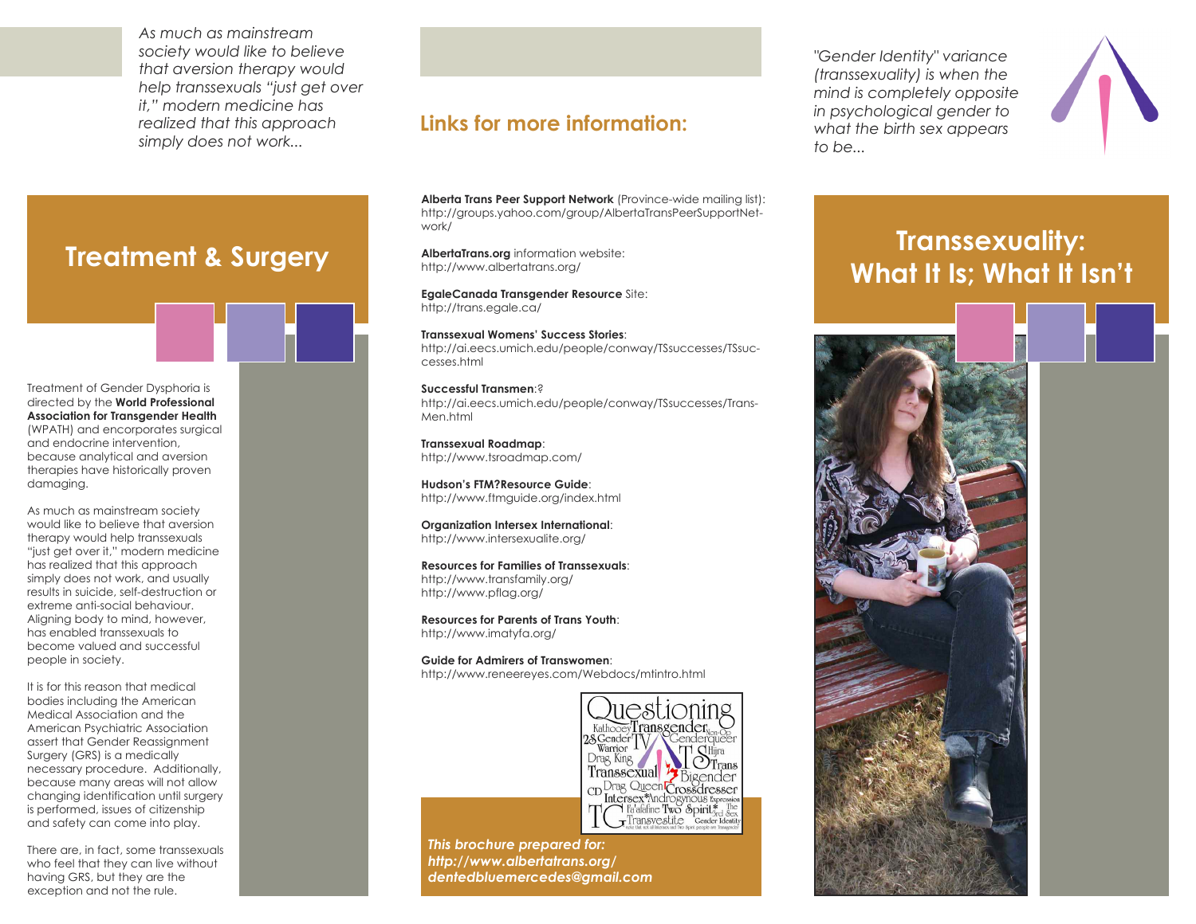*As much as mainstream society would like to believe that aversion therapy would help transsexuals "just get over it," modern medicine has realized that this approach simply does not work...*

## Treatment & Surgery

Treatment of Gender Dysphoria is directed by the **World Professional Association for Transgender Health** (WPATH) and encorporates surgical and endocrine intervention, because analytical and aversion therapies have historically proven damaging.

As much as mainstream society would like to believe that aversion therapy would help transsexuals "just get over it," modern medicine has realized that this approach simply does not work, and usually results in suicide, self-destruction or extreme anti-social behaviour. Aligning body to mind, however, has enabled transsexuals to become valued and successful people in society.

It is for this reason that medical bodies including the American Medical Association and the American Psychiatric Association assert that Gender Reassignment Surgery (GRS) is a medically necessary procedure. Additionally, because many areas will not allow changing identification until surgery is performed, issues of citizenship and safety can come into play.

There are, in fact, some transsexuals who feel that they can live without having GRS, but they are the exception and not the rule.

## Links for more information:

**Alberta Trans Peer Support Network** (Province-wide mailing list): http://groups.yahoo.com/group/AlbertaTransPeerSupportNetwork/

**AlbertaTrans.org** information website: http://www.albertatrans.org/

**EgaleCanada Transgender Resource** Site: http://trans.egale.ca/

**Transsexual Womens' Success Stories**: http://ai.eecs.umich.edu/people/conway/TSsuccesses/TSsuccesses.html

**Successful Transmen**:? http://ai.eecs.umich.edu/people/conway/TSsuccesses/TransMen.html

**Transsexual Roadmap**: http://www.tsroadmap.com/

**Hudson's FTM?Resource Guide**: http://www.ftmguide.org/index.html

**Organization Intersex International**: http://www.intersexualite.org/

**Resources for Families of Transsexuals**: http://www.transfamily.org/ http://www.pflag.org/

**Resources for Parents of Trans Youth**: http://www.imatyfa.org/

**Guide for Admirers of Transwomen**: http://www.reneereyes.com/Webdocs/mtintro.html

***This brochure prepared for: http://www.albertatrans.org/ dentedbluemercedes@gmail.com***

*"Gender Identity" variance (transsexuality) is when the mind is completely opposite in psychological gender to what the birth sex appears to be...*

# Transsexuality: What It Is; What It Isn't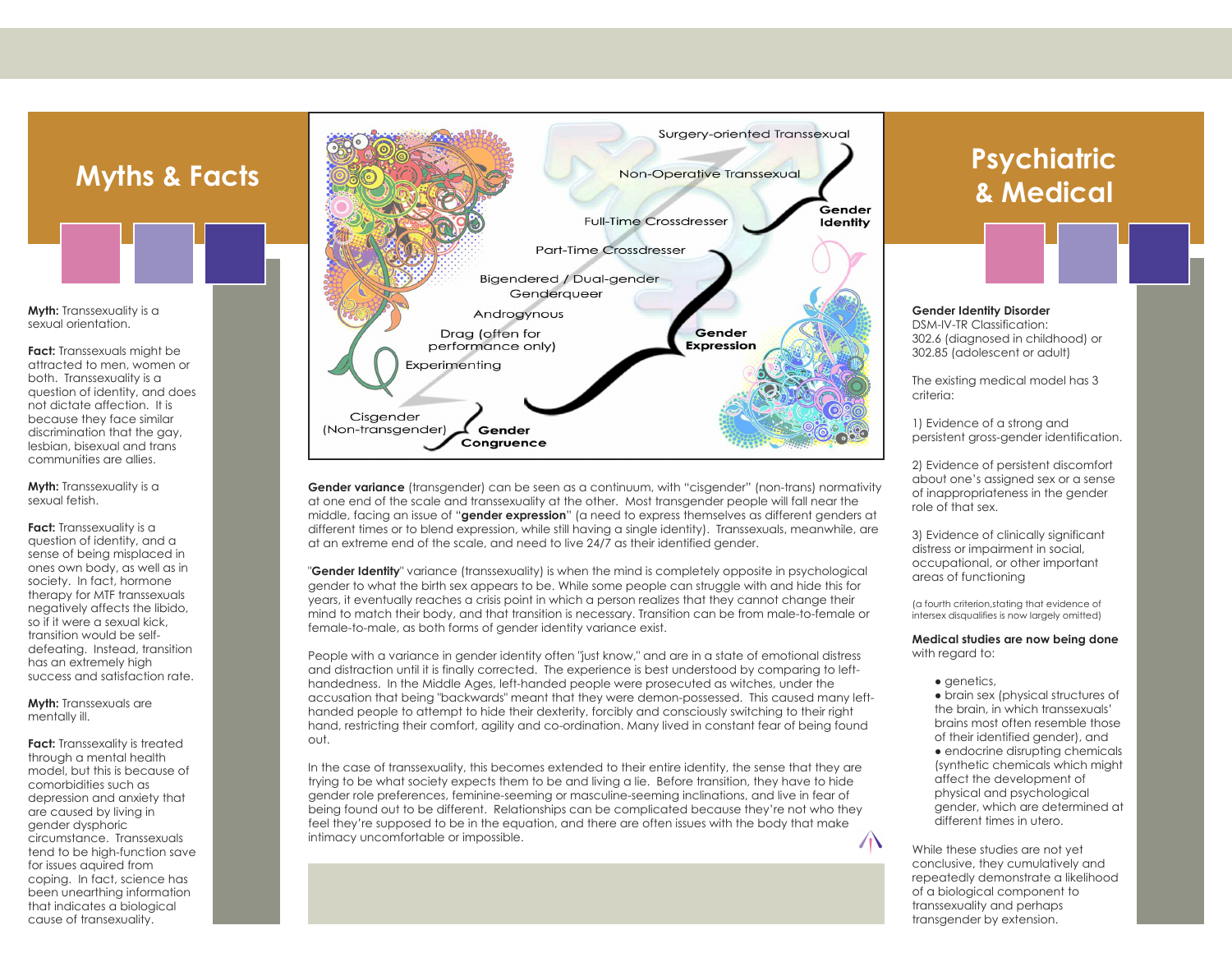## Myths & Facts

**Myth:** Transsexuality is a sexual orientation.

**Fact:** Transsexuals might be attracted to men, women or both. Transsexuality is a question of identity, and does not dictate affection. It is because they face similar discrimination that the gay, lesbian, bisexual and trans communities are allies.

**Myth:** Transsexuality is a sexual fetish.

**Fact:** Transsexuality is a question of identity, and a sense of being misplaced in ones own body, as well as in society. In fact, hormone therapy for MTF transsexuals negatively affects the libido, so if it were a sexual kick, transition would be self-defeating. Instead, transition has an extremely high success and satisfaction rate.

**Myth:** Transsexuals are mentally ill.

**Fact:** Transsexuality is treated through a mental health model, but this is because of comorbidities such as depression and anxiety that are caused by living in gender dysphoric circumstance. Transsexuals tend to be high-function save for issues aquired from coping. In fact, science has been unearthing information that indicates a biological cause of transexuality.

Surgery-oriented Transsexual
Non-Operative Transsexual
Full-Time Crossdresser
Part-Time Crossdresser
Bigendered / Dual-gender
Genderqueer
Androgynous
Drag (often for performance only)
Experimenting
Cisgender (Non-transgender)
Gender Identity
Gender Expression
Gender Congruence

**Gender variance** (transgender) can be seen as a continuum, with "cisgender" (non-trans) normativity at one end of the scale and transsexuality at the other. Most transgender people will fall near the middle, facing an issue of "**gender expression**" (a need to express themselves as different genders at different times or to blend expression, while still having a single identity). Transsexuals, meanwhile, are at an extreme end of the scale, and need to live 24/7 as their identified gender.

"**Gender Identity**" variance (transsexuality) is when the mind is completely opposite in psychological gender to what the birth sex appears to be. While some people can struggle with and hide this for years, it eventually reaches a crisis point in which a person realizes that they cannot change their mind to match their body, and that transition is necessary. Transition can be from male-to-female or female-to-male, as both forms of gender identity variance exist.

People with a variance in gender identity often "just know," and are in a state of emotional distress and distraction until it is finally corrected. The experience is best understood by comparing to left-handedness. In the Middle Ages, left-handed people were prosecuted as witches, under the accusation that being "backwards" meant that they were demon-possessed. This caused many left-handed people to attempt to hide their dexterity, forcibly and consciously switching to their right hand, restricting their comfort, agility and co-ordination. Many lived in constant fear of being found out.

In the case of transsexuality, this becomes extended to their entire identity, the sense that they are trying to be what society expects them to be and living a lie. Before transition, they have to hide gender role preferences, feminine-seeming or masculine-seeming inclinations, and live in fear of being found out to be different. Relationships can be complicated because they're not who they feel they're supposed to be in the equation, and there are often issues with the body that make intimacy uncomfortable or impossible.

## Psychiatric & Medical

**Gender Identity Disorder**
DSM-IV-TR Classification:
302.6 (diagnosed in childhood) or 302.85 (adolescent or adult)

The existing medical model has 3 criteria:

1) Evidence of a strong and persistent gross-gender identification.

2) Evidence of persistent discomfort about one's assigned sex or a sense of inappropriateness in the gender role of that sex.

3) Evidence of clinically significant distress or impairment in social, occupational, or other important areas of functioning

(a fourth criterion,stating that evidence of intersex disqualifies is now largely omitted)

**Medical studies are now being done** with regard to:

- genetics,
- brain sex (physical structures of the brain, in which transsexuals' brains most often resemble those of their identified gender), and
- endocrine disrupting chemicals (synthetic chemicals which might affect the development of physical and psychological gender, which are determined at different times in utero.

While these studies are not yet conclusive, they cumulatively and repeatedly demonstrate a likelihood of a biological component to transsexuality and perhaps transgender by extension.